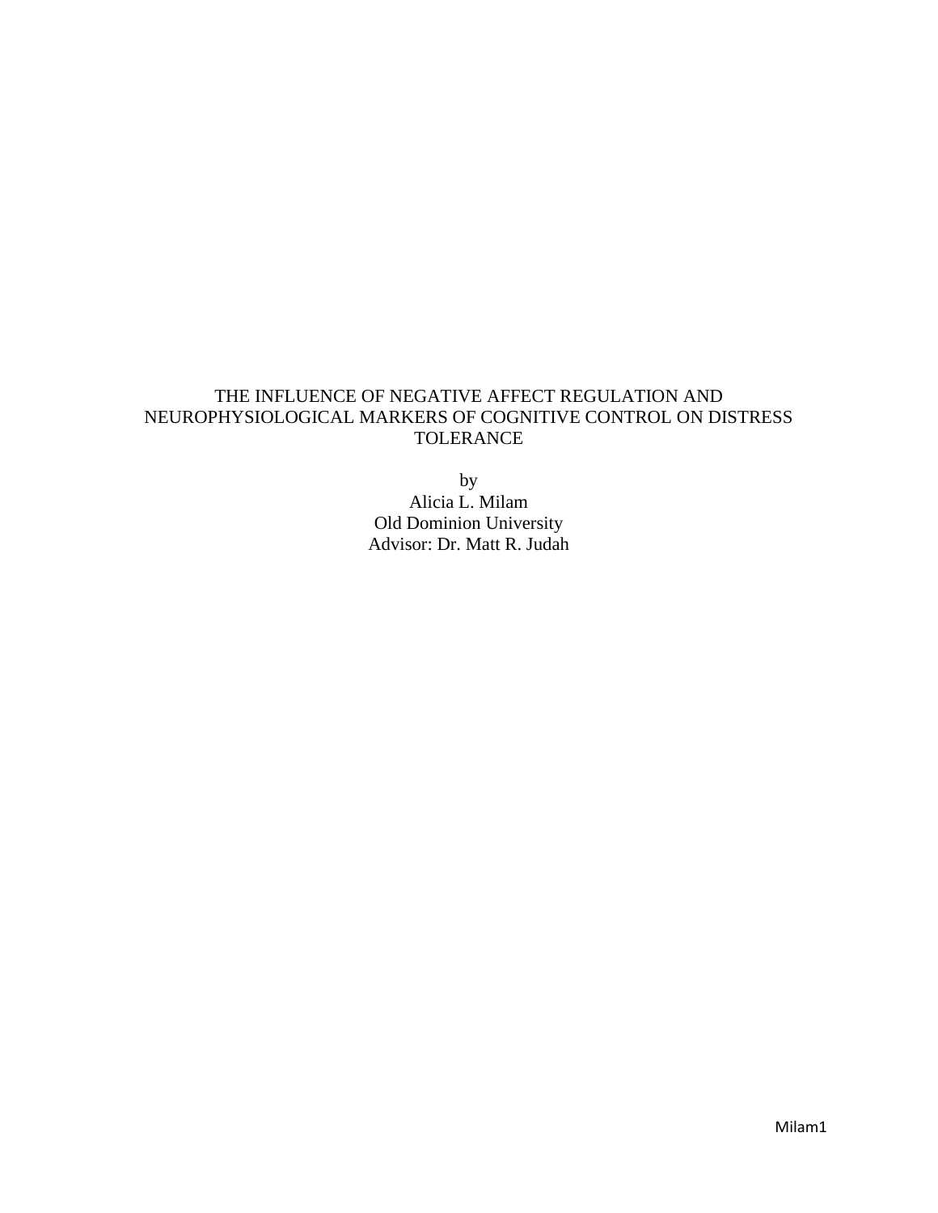# THE INFLUENCE OF NEGATIVE AFFECT REGULATION AND NEUROPHYSIOLOGICAL MARKERS OF COGNITIVE CONTROL ON DISTRESS TOLERANCE

by

Alicia L. Milam

Old Dominion University

Advisor: Dr. Matt R. Judah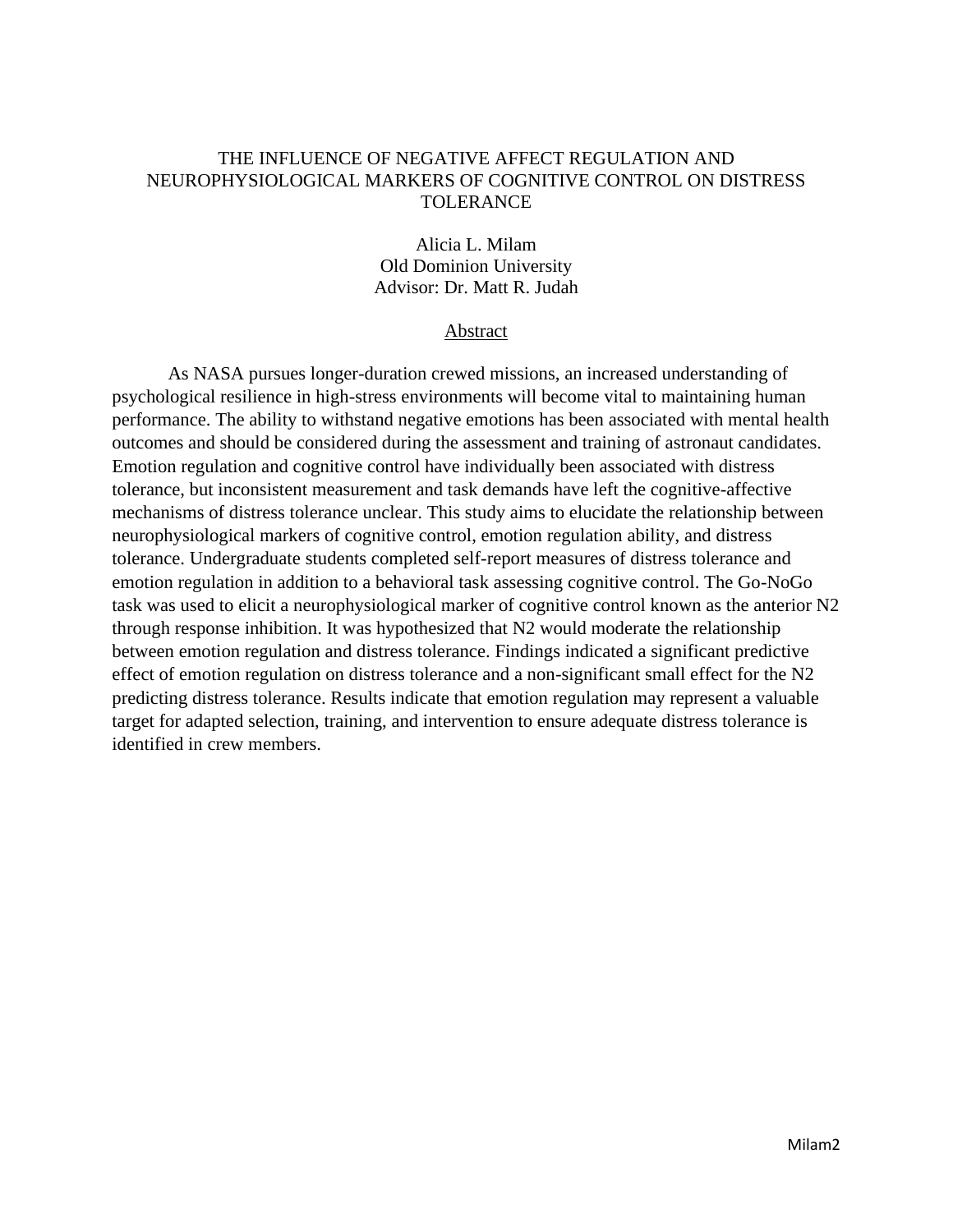# THE INFLUENCE OF NEGATIVE AFFECT REGULATION AND NEUROPHYSIOLOGICAL MARKERS OF COGNITIVE CONTROL ON DISTRESS TOLERANCE

Alicia L. Milam
Old Dominion University
Advisor: Dr. Matt R. Judah

## Abstract

As NASA pursues longer-duration crewed missions, an increased understanding of psychological resilience in high-stress environments will become vital to maintaining human performance. The ability to withstand negative emotions has been associated with mental health outcomes and should be considered during the assessment and training of astronaut candidates. Emotion regulation and cognitive control have individually been associated with distress tolerance, but inconsistent measurement and task demands have left the cognitive-affective mechanisms of distress tolerance unclear. This study aims to elucidate the relationship between neurophysiological markers of cognitive control, emotion regulation ability, and distress tolerance. Undergraduate students completed self-report measures of distress tolerance and emotion regulation in addition to a behavioral task assessing cognitive control. The Go-NoGo task was used to elicit a neurophysiological marker of cognitive control known as the anterior N2 through response inhibition. It was hypothesized that N2 would moderate the relationship between emotion regulation and distress tolerance. Findings indicated a significant predictive effect of emotion regulation on distress tolerance and a non-significant small effect for the N2 predicting distress tolerance. Results indicate that emotion regulation may represent a valuable target for adapted selection, training, and intervention to ensure adequate distress tolerance is identified in crew members.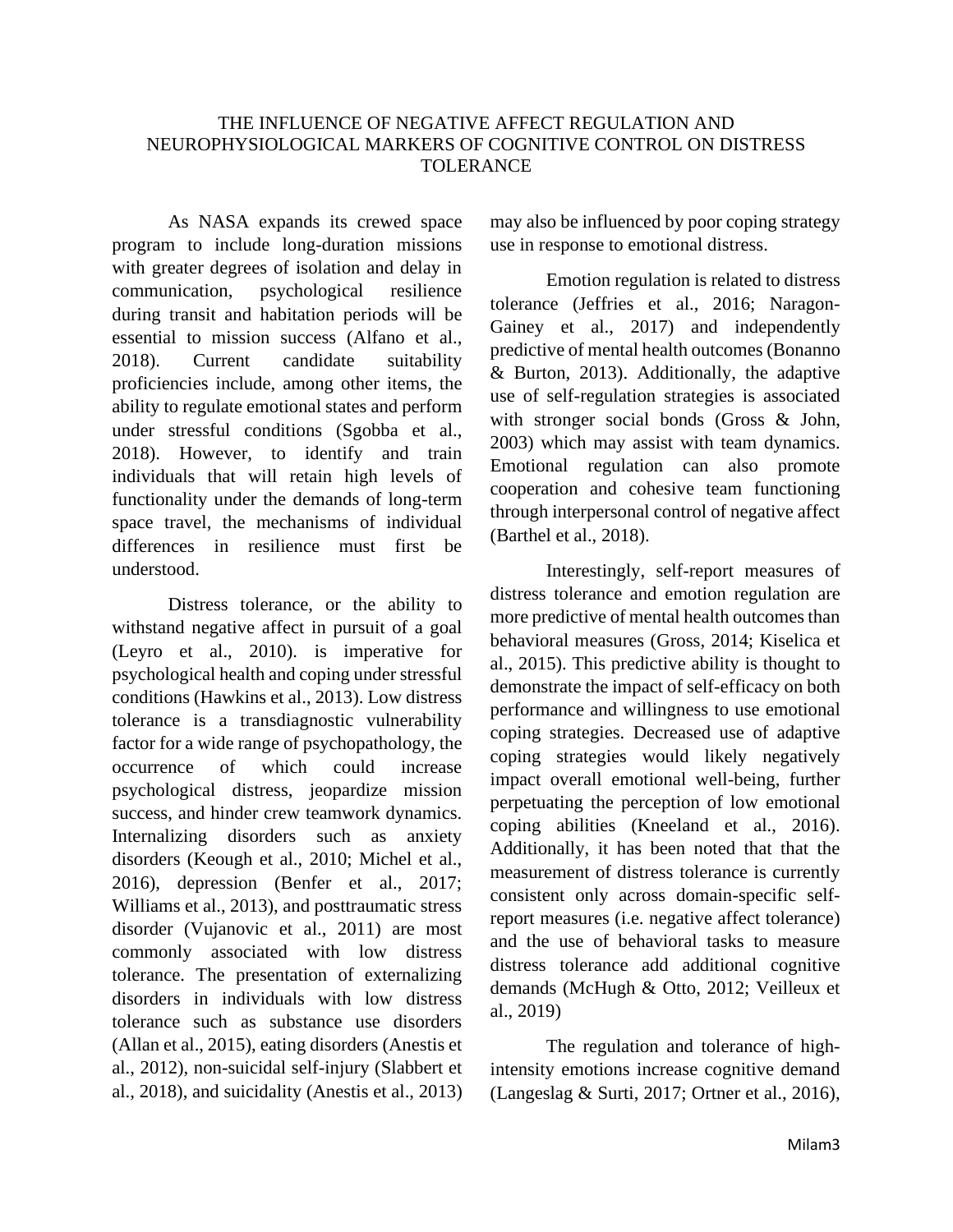# THE INFLUENCE OF NEGATIVE AFFECT REGULATION AND NEUROPHYSIOLOGICAL MARKERS OF COGNITIVE CONTROL ON DISTRESS TOLERANCE

As NASA expands its crewed space program to include long-duration missions with greater degrees of isolation and delay in communication, psychological resilience during transit and habitation periods will be essential to mission success (Alfano et al., 2018). Current candidate suitability proficiencies include, among other items, the ability to regulate emotional states and perform under stressful conditions (Sgobba et al., 2018). However, to identify and train individuals that will retain high levels of functionality under the demands of long-term space travel, the mechanisms of individual differences in resilience must first be understood.

Distress tolerance, or the ability to withstand negative affect in pursuit of a goal (Leyro et al., 2010). is imperative for psychological health and coping under stressful conditions (Hawkins et al., 2013). Low distress tolerance is a transdiagnostic vulnerability factor for a wide range of psychopathology, the occurrence of which could increase psychological distress, jeopardize mission success, and hinder crew teamwork dynamics. Internalizing disorders such as anxiety disorders (Keough et al., 2010; Michel et al., 2016), depression (Benfer et al., 2017; Williams et al., 2013), and posttraumatic stress disorder (Vujanovic et al., 2011) are most commonly associated with low distress tolerance. The presentation of externalizing disorders in individuals with low distress tolerance such as substance use disorders (Allan et al., 2015), eating disorders (Anestis et al., 2012), non-suicidal self-injury (Slabbert et al., 2018), and suicidality (Anestis et al., 2013) may also be influenced by poor coping strategy use in response to emotional distress.

Emotion regulation is related to distress tolerance (Jeffries et al., 2016; Naragon-Gainey et al., 2017) and independently predictive of mental health outcomes (Bonanno & Burton, 2013). Additionally, the adaptive use of self-regulation strategies is associated with stronger social bonds (Gross & John, 2003) which may assist with team dynamics. Emotional regulation can also promote cooperation and cohesive team functioning through interpersonal control of negative affect (Barthel et al., 2018).

Interestingly, self-report measures of distress tolerance and emotion regulation are more predictive of mental health outcomes than behavioral measures (Gross, 2014; Kiselica et al., 2015). This predictive ability is thought to demonstrate the impact of self-efficacy on both performance and willingness to use emotional coping strategies. Decreased use of adaptive coping strategies would likely negatively impact overall emotional well-being, further perpetuating the perception of low emotional coping abilities (Kneeland et al., 2016). Additionally, it has been noted that that the measurement of distress tolerance is currently consistent only across domain-specific self-report measures (i.e. negative affect tolerance) and the use of behavioral tasks to measure distress tolerance add additional cognitive demands (McHugh & Otto, 2012; Veilleux et al., 2019)

The regulation and tolerance of high-intensity emotions increase cognitive demand (Langeslag & Surti, 2017; Ortner et al., 2016),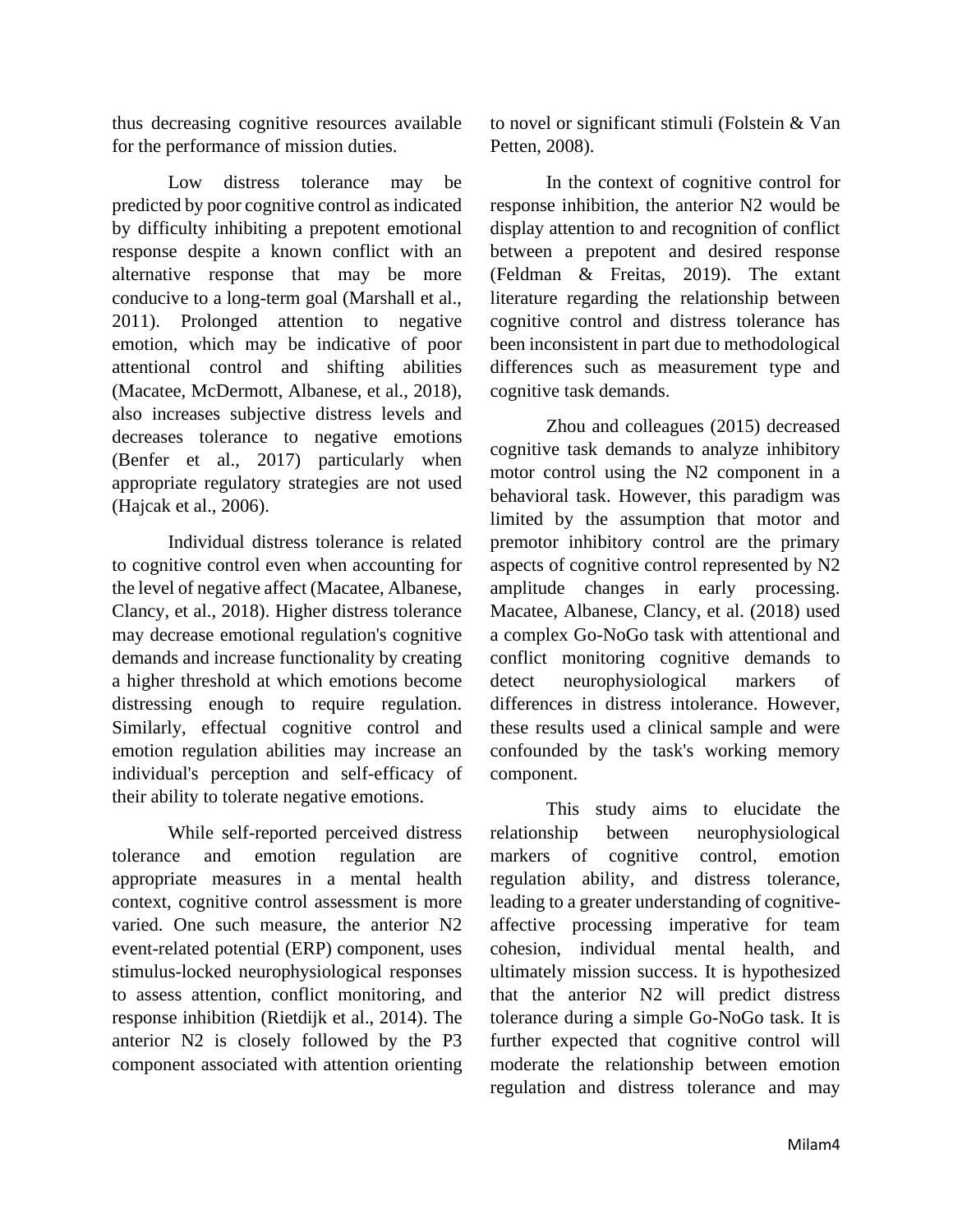thus decreasing cognitive resources available for the performance of mission duties.

Low distress tolerance may be predicted by poor cognitive control as indicated by difficulty inhibiting a prepotent emotional response despite a known conflict with an alternative response that may be more conducive to a long-term goal (Marshall et al., 2011). Prolonged attention to negative emotion, which may be indicative of poor attentional control and shifting abilities (Macatee, McDermott, Albanese, et al., 2018), also increases subjective distress levels and decreases tolerance to negative emotions (Benfer et al., 2017) particularly when appropriate regulatory strategies are not used (Hajcak et al., 2006).

Individual distress tolerance is related to cognitive control even when accounting for the level of negative affect (Macatee, Albanese, Clancy, et al., 2018). Higher distress tolerance may decrease emotional regulation's cognitive demands and increase functionality by creating a higher threshold at which emotions become distressing enough to require regulation. Similarly, effectual cognitive control and emotion regulation abilities may increase an individual's perception and self-efficacy of their ability to tolerate negative emotions.

While self-reported perceived distress tolerance and emotion regulation are appropriate measures in a mental health context, cognitive control assessment is more varied. One such measure, the anterior N2 event-related potential (ERP) component, uses stimulus-locked neurophysiological responses to assess attention, conflict monitoring, and response inhibition (Rietdijk et al., 2014). The anterior N2 is closely followed by the P3 component associated with attention orienting to novel or significant stimuli (Folstein & Van Petten, 2008).

In the context of cognitive control for response inhibition, the anterior N2 would be display attention to and recognition of conflict between a prepotent and desired response (Feldman & Freitas, 2019). The extant literature regarding the relationship between cognitive control and distress tolerance has been inconsistent in part due to methodological differences such as measurement type and cognitive task demands.

Zhou and colleagues (2015) decreased cognitive task demands to analyze inhibitory motor control using the N2 component in a behavioral task. However, this paradigm was limited by the assumption that motor and premotor inhibitory control are the primary aspects of cognitive control represented by N2 amplitude changes in early processing. Macatee, Albanese, Clancy, et al. (2018) used a complex Go-NoGo task with attentional and conflict monitoring cognitive demands to detect neurophysiological markers of differences in distress intolerance. However, these results used a clinical sample and were confounded by the task's working memory component.

This study aims to elucidate the relationship between neurophysiological markers of cognitive control, emotion regulation ability, and distress tolerance, leading to a greater understanding of cognitive-affective processing imperative for team cohesion, individual mental health, and ultimately mission success. It is hypothesized that the anterior N2 will predict distress tolerance during a simple Go-NoGo task. It is further expected that cognitive control will moderate the relationship between emotion regulation and distress tolerance and may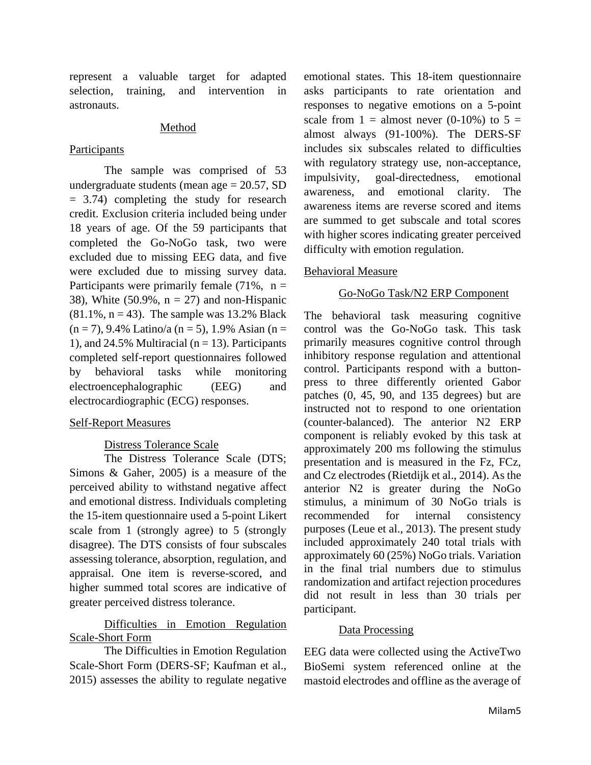represent a valuable target for adapted selection, training, and intervention in astronauts.

## Method

### Participants

The sample was comprised of 53 undergraduate students (mean age = 20.57, SD = 3.74) completing the study for research credit. Exclusion criteria included being under 18 years of age. Of the 59 participants that completed the Go-NoGo task, two were excluded due to missing EEG data, and five were excluded due to missing survey data. Participants were primarily female (71%, n = 38), White (50.9%, n = 27) and non-Hispanic (81.1%, n = 43). The sample was 13.2% Black (n = 7), 9.4% Latino/a (n = 5), 1.9% Asian (n = 1), and 24.5% Multiracial (n = 13). Participants completed self-report questionnaires followed by behavioral tasks while monitoring electroencephalographic (EEG) and electrocardiographic (ECG) responses.

### Self-Report Measures

#### Distress Tolerance Scale

The Distress Tolerance Scale (DTS; Simons & Gaher, 2005) is a measure of the perceived ability to withstand negative affect and emotional distress. Individuals completing the 15-item questionnaire used a 5-point Likert scale from 1 (strongly agree) to 5 (strongly disagree). The DTS consists of four subscales assessing tolerance, absorption, regulation, and appraisal. One item is reverse-scored, and higher summed total scores are indicative of greater perceived distress tolerance.

#### Difficulties in Emotion Regulation Scale-Short Form

The Difficulties in Emotion Regulation Scale-Short Form (DERS-SF; Kaufman et al., 2015) assesses the ability to regulate negative emotional states. This 18-item questionnaire asks participants to rate orientation and responses to negative emotions on a 5-point scale from 1 = almost never (0-10%) to 5 = almost always (91-100%). The DERS-SF includes six subscales related to difficulties with regulatory strategy use, non-acceptance, impulsivity, goal-directedness, emotional awareness, and emotional clarity. The awareness items are reverse scored and items are summed to get subscale and total scores with higher scores indicating greater perceived difficulty with emotion regulation.

### Behavioral Measure

#### Go-NoGo Task/N2 ERP Component

The behavioral task measuring cognitive control was the Go-NoGo task. This task primarily measures cognitive control through inhibitory response regulation and attentional control. Participants respond with a button-press to three differently oriented Gabor patches (0, 45, 90, and 135 degrees) but are instructed not to respond to one orientation (counter-balanced). The anterior N2 ERP component is reliably evoked by this task at approximately 200 ms following the stimulus presentation and is measured in the Fz, FCz, and Cz electrodes (Rietdijk et al., 2014). As the anterior N2 is greater during the NoGo stimulus, a minimum of 30 NoGo trials is recommended for internal consistency purposes (Leue et al., 2013). The present study included approximately 240 total trials with approximately 60 (25%) NoGo trials. Variation in the final trial numbers due to stimulus randomization and artifact rejection procedures did not result in less than 30 trials per participant.

#### Data Processing

EEG data were collected using the ActiveTwo BioSemi system referenced online at the mastoid electrodes and offline as the average of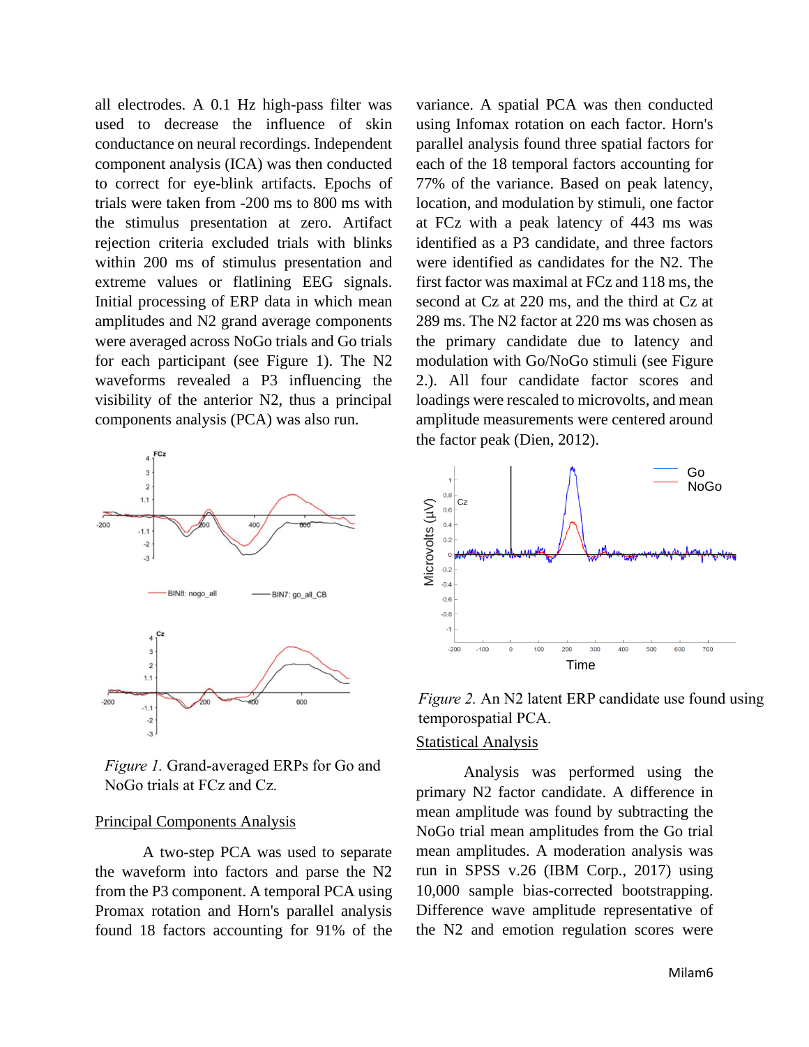all electrodes. A 0.1 Hz high-pass filter was used to decrease the influence of skin conductance on neural recordings. Independent component analysis (ICA) was then conducted to correct for eye-blink artifacts. Epochs of trials were taken from -200 ms to 800 ms with the stimulus presentation at zero. Artifact rejection criteria excluded trials with blinks within 200 ms of stimulus presentation and extreme values or flatlining EEG signals. Initial processing of ERP data in which mean amplitudes and N2 grand average components were averaged across NoGo trials and Go trials for each participant (see Figure 1). The N2 waveforms revealed a P3 influencing the visibility of the anterior N2, thus a principal components analysis (PCA) was also run.

*Figure 1.* Grand-averaged ERPs for Go and NoGo trials at FCz and Cz.

## Principal Components Analysis

A two-step PCA was used to separate the waveform into factors and parse the N2 from the P3 component. A temporal PCA using Promax rotation and Horn's parallel analysis found 18 factors accounting for 91% of the variance. A spatial PCA was then conducted using Infomax rotation on each factor. Horn's parallel analysis found three spatial factors for each of the 18 temporal factors accounting for 77% of the variance. Based on peak latency, location, and modulation by stimuli, one factor at FCz with a peak latency of 443 ms was identified as a P3 candidate, and three factors were identified as candidates for the N2. The first factor was maximal at FCz and 118 ms, the second at Cz at 220 ms, and the third at Cz at 289 ms. The N2 factor at 220 ms was chosen as the primary candidate due to latency and modulation with Go/NoGo stimuli (see Figure 2.). All four candidate factor scores and loadings were rescaled to microvolts, and mean amplitude measurements were centered around the factor peak (Dien, 2012).

*Figure 2.* An N2 latent ERP candidate use found using temporospatial PCA.

## Statistical Analysis

Analysis was performed using the primary N2 factor candidate. A difference in mean amplitude was found by subtracting the NoGo trial mean amplitudes from the Go trial mean amplitudes. A moderation analysis was run in SPSS v.26 (IBM Corp., 2017) using 10,000 sample bias-corrected bootstrapping. Difference wave amplitude representative of the N2 and emotion regulation scores were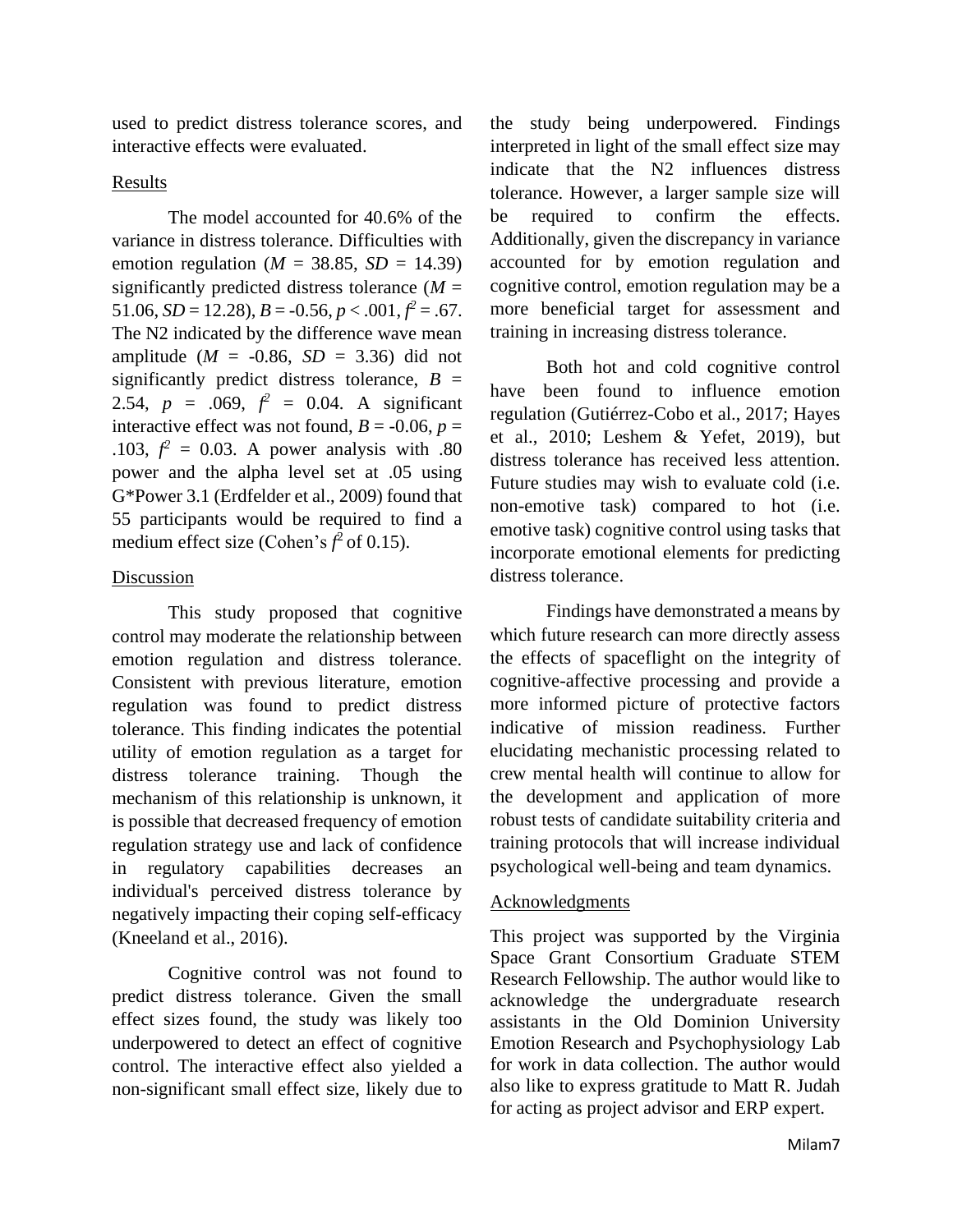used to predict distress tolerance scores, and interactive effects were evaluated.

## Results

The model accounted for 40.6% of the variance in distress tolerance. Difficulties with emotion regulation ($M$ = 38.85, $SD$ = 14.39) significantly predicted distress tolerance ($M$ = 51.06, $SD$ = 12.28), $B$ = -0.56, $p$ < .001, $f^2$ = .67. The N2 indicated by the difference wave mean amplitude ($M$ = -0.86, $SD$ = 3.36) did not significantly predict distress tolerance, $B$ = 2.54, $p$ = .069, $f^2$ = 0.04. A significant interactive effect was not found, $B$ = -0.06, $p$ = .103, $f^2$ = 0.03. A power analysis with .80 power and the alpha level set at .05 using G*Power 3.1 (Erdfelder et al., 2009) found that 55 participants would be required to find a medium effect size (Cohen's $f^2$ of 0.15).

## Discussion

This study proposed that cognitive control may moderate the relationship between emotion regulation and distress tolerance. Consistent with previous literature, emotion regulation was found to predict distress tolerance. This finding indicates the potential utility of emotion regulation as a target for distress tolerance training. Though the mechanism of this relationship is unknown, it is possible that decreased frequency of emotion regulation strategy use and lack of confidence in regulatory capabilities decreases an individual's perceived distress tolerance by negatively impacting their coping self-efficacy (Kneeland et al., 2016).

Cognitive control was not found to predict distress tolerance. Given the small effect sizes found, the study was likely too underpowered to detect an effect of cognitive control. The interactive effect also yielded a non-significant small effect size, likely due to the study being underpowered. Findings interpreted in light of the small effect size may indicate that the N2 influences distress tolerance. However, a larger sample size will be required to confirm the effects. Additionally, given the discrepancy in variance accounted for by emotion regulation and cognitive control, emotion regulation may be a more beneficial target for assessment and training in increasing distress tolerance.

Both hot and cold cognitive control have been found to influence emotion regulation (Gutiérrez-Cobo et al., 2017; Hayes et al., 2010; Leshem & Yefet, 2019), but distress tolerance has received less attention. Future studies may wish to evaluate cold (i.e. non-emotive task) compared to hot (i.e. emotive task) cognitive control using tasks that incorporate emotional elements for predicting distress tolerance.

Findings have demonstrated a means by which future research can more directly assess the effects of spaceflight on the integrity of cognitive-affective processing and provide a more informed picture of protective factors indicative of mission readiness. Further elucidating mechanistic processing related to crew mental health will continue to allow for the development and application of more robust tests of candidate suitability criteria and training protocols that will increase individual psychological well-being and team dynamics.

## Acknowledgments

This project was supported by the Virginia Space Grant Consortium Graduate STEM Research Fellowship. The author would like to acknowledge the undergraduate research assistants in the Old Dominion University Emotion Research and Psychophysiology Lab for work in data collection. The author would also like to express gratitude to Matt R. Judah for acting as project advisor and ERP expert.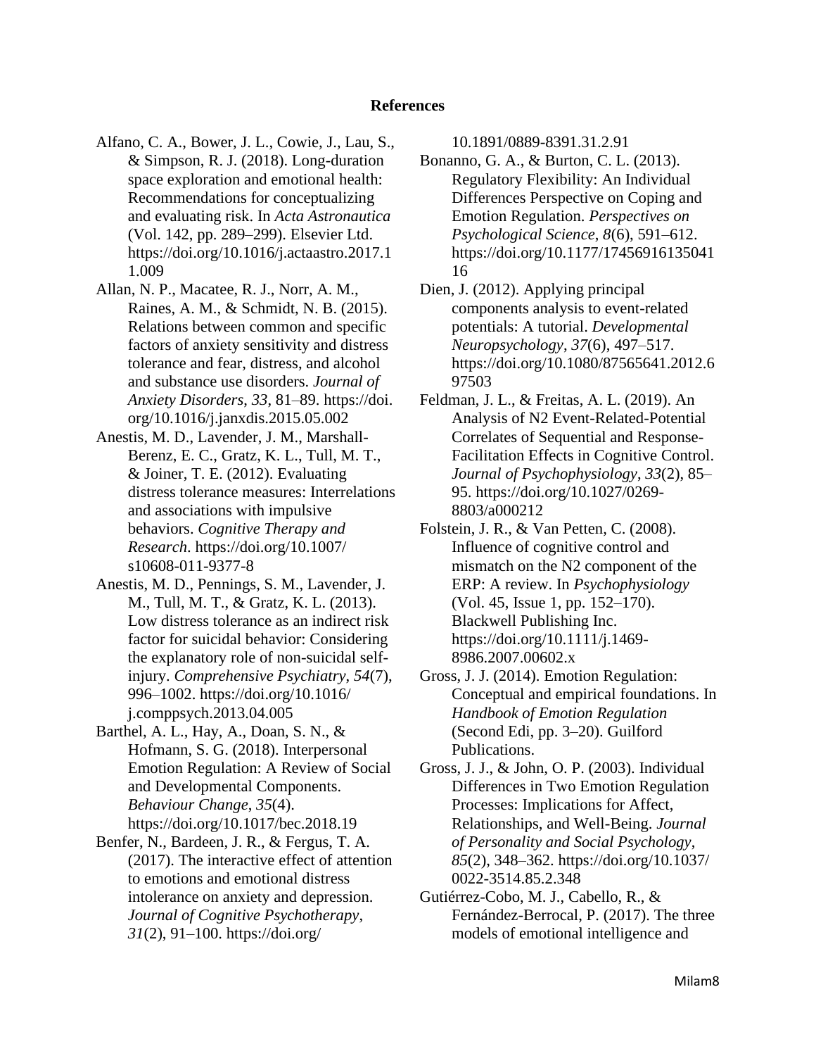## References

Alfano, C. A., Bower, J. L., Cowie, J., Lau, S., & Simpson, R. J. (2018). Long-duration space exploration and emotional health: Recommendations for conceptualizing and evaluating risk. In *Acta Astronautica* (Vol. 142, pp. 289–299). Elsevier Ltd. https://doi.org/10.1016/j.actaastro.2017.11.009

Allan, N. P., Macatee, R. J., Norr, A. M., Raines, A. M., & Schmidt, N. B. (2015). Relations between common and specific factors of anxiety sensitivity and distress tolerance and fear, distress, and alcohol and substance use disorders. *Journal of Anxiety Disorders*, *33*, 81–89. https://doi.org/10.1016/j.janxdis.2015.05.002

Anestis, M. D., Lavender, J. M., Marshall-Berenz, E. C., Gratz, K. L., Tull, M. T., & Joiner, T. E. (2012). Evaluating distress tolerance measures: Interrelations and associations with impulsive behaviors. *Cognitive Therapy and Research*. https://doi.org/10.1007/s10608-011-9377-8

Anestis, M. D., Pennings, S. M., Lavender, J. M., Tull, M. T., & Gratz, K. L. (2013). Low distress tolerance as an indirect risk factor for suicidal behavior: Considering the explanatory role of non-suicidal self-injury. *Comprehensive Psychiatry*, *54*(7), 996–1002. https://doi.org/10.1016/j.comppsych.2013.04.005

Barthel, A. L., Hay, A., Doan, S. N., & Hofmann, S. G. (2018). Interpersonal Emotion Regulation: A Review of Social and Developmental Components. *Behaviour Change*, *35*(4). https://doi.org/10.1017/bec.2018.19

Benfer, N., Bardeen, J. R., & Fergus, T. A. (2017). The interactive effect of attention to emotions and emotional distress intolerance on anxiety and depression. *Journal of Cognitive Psychotherapy*, *31*(2), 91–100. https://doi.org/10.1891/0889-8391.31.2.91

Bonanno, G. A., & Burton, C. L. (2013). Regulatory Flexibility: An Individual Differences Perspective on Coping and Emotion Regulation. *Perspectives on Psychological Science*, *8*(6), 591–612. https://doi.org/10.1177/1745691613504116

Dien, J. (2012). Applying principal components analysis to event-related potentials: A tutorial. *Developmental Neuropsychology*, *37*(6), 497–517. https://doi.org/10.1080/87565641.2012.697503

Feldman, J. L., & Freitas, A. L. (2019). An Analysis of N2 Event-Related-Potential Correlates of Sequential and Response-Facilitation Effects in Cognitive Control. *Journal of Psychophysiology*, *33*(2), 85–95. https://doi.org/10.1027/0269-8803/a000212

Folstein, J. R., & Van Petten, C. (2008). Influence of cognitive control and mismatch on the N2 component of the ERP: A review. In *Psychophysiology* (Vol. 45, Issue 1, pp. 152–170). Blackwell Publishing Inc. https://doi.org/10.1111/j.1469-8986.2007.00602.x

Gross, J. J. (2014). Emotion Regulation: Conceptual and empirical foundations. In *Handbook of Emotion Regulation* (Second Edi, pp. 3–20). Guilford Publications.

Gross, J. J., & John, O. P. (2003). Individual Differences in Two Emotion Regulation Processes: Implications for Affect, Relationships, and Well-Being. *Journal of Personality and Social Psychology*, *85*(2), 348–362. https://doi.org/10.1037/0022-3514.85.2.348

Gutiérrez-Cobo, M. J., Cabello, R., & Fernández-Berrocal, P. (2017). The three models of emotional intelligence and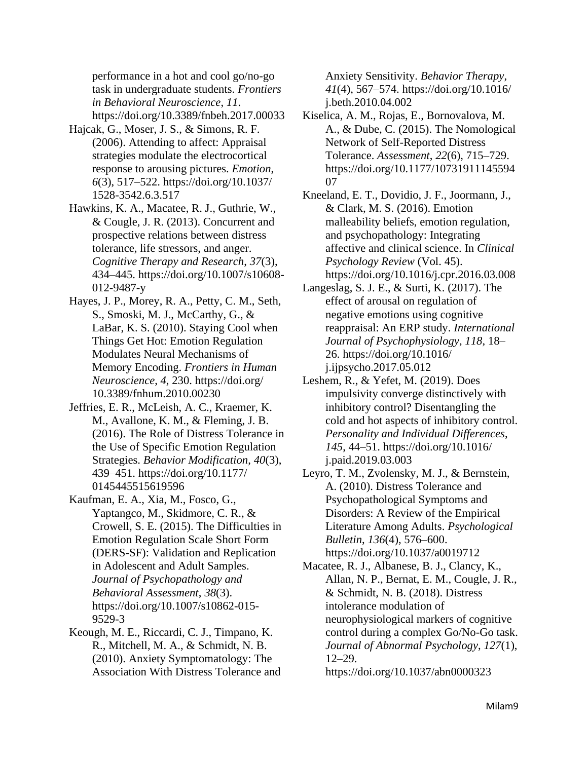performance in a hot and cool go/no-go task in undergraduate students. *Frontiers in Behavioral Neuroscience*, *11*. https://doi.org/10.3389/fnbeh.2017.00033

Hajcak, G., Moser, J. S., & Simons, R. F. (2006). Attending to affect: Appraisal strategies modulate the electrocortical response to arousing pictures. *Emotion*, *6*(3), 517–522. https://doi.org/10.1037/1528-3542.6.3.517

Hawkins, K. A., Macatee, R. J., Guthrie, W., & Cougle, J. R. (2013). Concurrent and prospective relations between distress tolerance, life stressors, and anger. *Cognitive Therapy and Research*, *37*(3), 434–445. https://doi.org/10.1007/s10608-012-9487-y

Hayes, J. P., Morey, R. A., Petty, C. M., Seth, S., Smoski, M. J., McCarthy, G., & LaBar, K. S. (2010). Staying Cool when Things Get Hot: Emotion Regulation Modulates Neural Mechanisms of Memory Encoding. *Frontiers in Human Neuroscience*, *4*, 230. https://doi.org/10.3389/fnhum.2010.00230

Jeffries, E. R., McLeish, A. C., Kraemer, K. M., Avallone, K. M., & Fleming, J. B. (2016). The Role of Distress Tolerance in the Use of Specific Emotion Regulation Strategies. *Behavior Modification*, *40*(3), 439–451. https://doi.org/10.1177/0145445515619596

Kaufman, E. A., Xia, M., Fosco, G., Yaptangco, M., Skidmore, C. R., & Crowell, S. E. (2015). The Difficulties in Emotion Regulation Scale Short Form (DERS-SF): Validation and Replication in Adolescent and Adult Samples. *Journal of Psychopathology and Behavioral Assessment*, *38*(3). https://doi.org/10.1007/s10862-015-9529-3

Keough, M. E., Riccardi, C. J., Timpano, K. R., Mitchell, M. A., & Schmidt, N. B. (2010). Anxiety Symptomatology: The Association With Distress Tolerance and Anxiety Sensitivity. *Behavior Therapy*, *41*(4), 567–574. https://doi.org/10.1016/j.beth.2010.04.002

Kiselica, A. M., Rojas, E., Bornovalova, M. A., & Dube, C. (2015). The Nomological Network of Self-Reported Distress Tolerance. *Assessment*, *22*(6), 715–729. https://doi.org/10.1177/1073191114559407

Kneeland, E. T., Dovidio, J. F., Joormann, J., & Clark, M. S. (2016). Emotion malleability beliefs, emotion regulation, and psychopathology: Integrating affective and clinical science. In *Clinical Psychology Review* (Vol. 45). https://doi.org/10.1016/j.cpr.2016.03.008

Langeslag, S. J. E., & Surti, K. (2017). The effect of arousal on regulation of negative emotions using cognitive reappraisal: An ERP study. *International Journal of Psychophysiology*, *118*, 18–26. https://doi.org/10.1016/j.ijpsycho.2017.05.012

Leshem, R., & Yefet, M. (2019). Does impulsivity converge distinctively with inhibitory control? Disentangling the cold and hot aspects of inhibitory control. *Personality and Individual Differences*, *145*, 44–51. https://doi.org/10.1016/j.paid.2019.03.003

Leyro, T. M., Zvolensky, M. J., & Bernstein, A. (2010). Distress Tolerance and Psychopathological Symptoms and Disorders: A Review of the Empirical Literature Among Adults. *Psychological Bulletin*, *136*(4), 576–600. https://doi.org/10.1037/a0019712

Macatee, R. J., Albanese, B. J., Clancy, K., Allan, N. P., Bernat, E. M., Cougle, J. R., & Schmidt, N. B. (2018). Distress intolerance modulation of neurophysiological markers of cognitive control during a complex Go/No-Go task. *Journal of Abnormal Psychology*, *127*(1), 12–29. https://doi.org/10.1037/abn0000323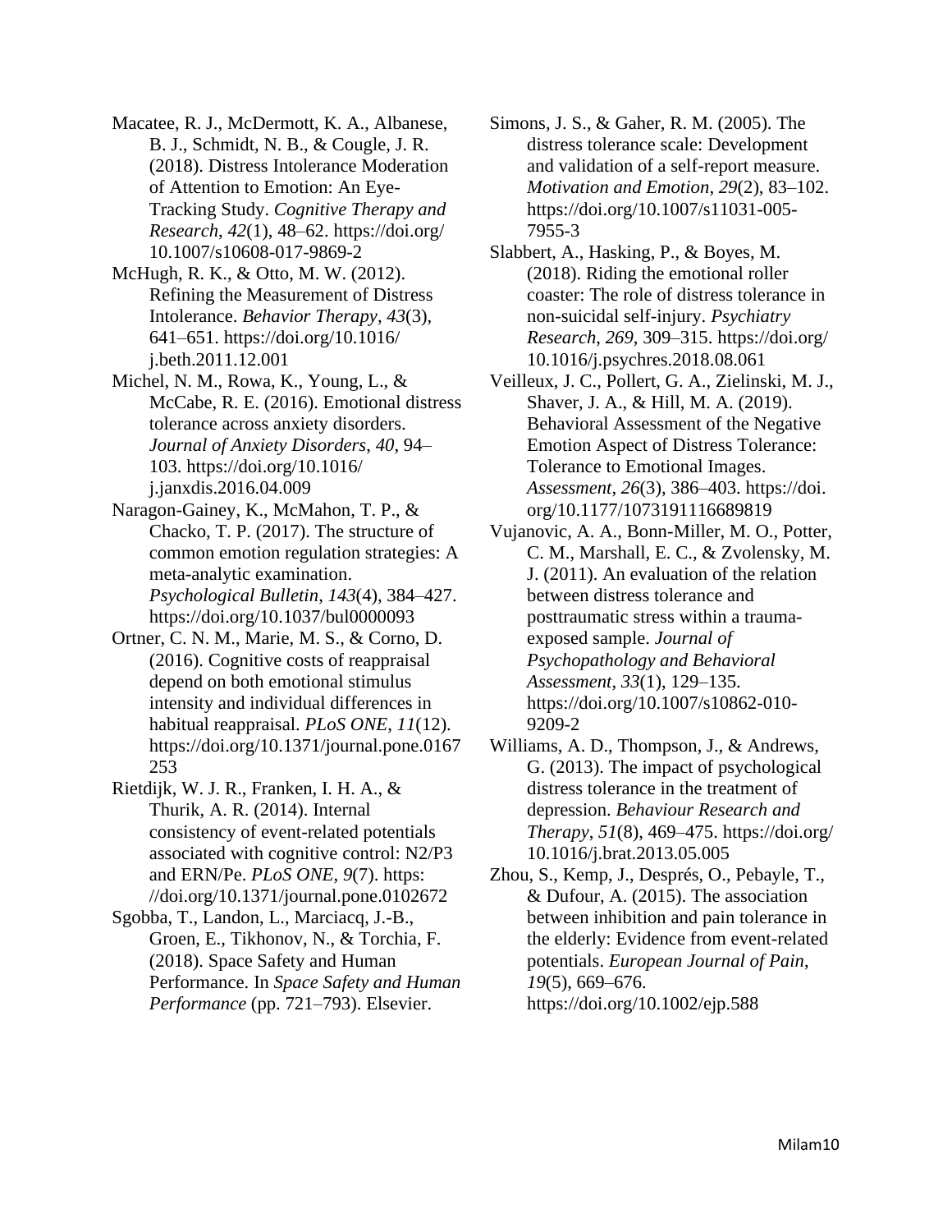Macatee, R. J., McDermott, K. A., Albanese, B. J., Schmidt, N. B., & Cougle, J. R. (2018). Distress Intolerance Moderation of Attention to Emotion: An Eye-Tracking Study. *Cognitive Therapy and Research*, *42*(1), 48–62. https://doi.org/10.1007/s10608-017-9869-2

McHugh, R. K., & Otto, M. W. (2012). Refining the Measurement of Distress Intolerance. *Behavior Therapy*, *43*(3), 641–651. https://doi.org/10.1016/j.beth.2011.12.001

Michel, N. M., Rowa, K., Young, L., & McCabe, R. E. (2016). Emotional distress tolerance across anxiety disorders. *Journal of Anxiety Disorders*, *40*, 94–103. https://doi.org/10.1016/j.janxdis.2016.04.009

Naragon-Gainey, K., McMahon, T. P., & Chacko, T. P. (2017). The structure of common emotion regulation strategies: A meta-analytic examination. *Psychological Bulletin*, *143*(4), 384–427. https://doi.org/10.1037/bul0000093

Ortner, C. N. M., Marie, M. S., & Corno, D. (2016). Cognitive costs of reappraisal depend on both emotional stimulus intensity and individual differences in habitual reappraisal. *PLoS ONE*, *11*(12). https://doi.org/10.1371/journal.pone.0167253

Rietdijk, W. J. R., Franken, I. H. A., & Thurik, A. R. (2014). Internal consistency of event-related potentials associated with cognitive control: N2/P3 and ERN/Pe. *PLoS ONE*, *9*(7). https://doi.org/10.1371/journal.pone.0102672

Sgobba, T., Landon, L., Marciacq, J.-B., Groen, E., Tikhonov, N., & Torchia, F. (2018). Space Safety and Human Performance. In *Space Safety and Human Performance* (pp. 721–793). Elsevier.

Simons, J. S., & Gaher, R. M. (2005). The distress tolerance scale: Development and validation of a self-report measure. *Motivation and Emotion*, *29*(2), 83–102. https://doi.org/10.1007/s11031-005-7955-3

Slabbert, A., Hasking, P., & Boyes, M. (2018). Riding the emotional roller coaster: The role of distress tolerance in non-suicidal self-injury. *Psychiatry Research*, *269*, 309–315. https://doi.org/10.1016/j.psychres.2018.08.061

Veilleux, J. C., Pollert, G. A., Zielinski, M. J., Shaver, J. A., & Hill, M. A. (2019). Behavioral Assessment of the Negative Emotion Aspect of Distress Tolerance: Tolerance to Emotional Images. *Assessment*, *26*(3), 386–403. https://doi.org/10.1177/1073191116689819

Vujanovic, A. A., Bonn-Miller, M. O., Potter, C. M., Marshall, E. C., & Zvolensky, M. J. (2011). An evaluation of the relation between distress tolerance and posttraumatic stress within a trauma-exposed sample. *Journal of Psychopathology and Behavioral Assessment*, *33*(1), 129–135. https://doi.org/10.1007/s10862-010-9209-2

Williams, A. D., Thompson, J., & Andrews, G. (2013). The impact of psychological distress tolerance in the treatment of depression. *Behaviour Research and Therapy*, *51*(8), 469–475. https://doi.org/10.1016/j.brat.2013.05.005

Zhou, S., Kemp, J., Després, O., Pebayle, T., & Dufour, A. (2015). The association between inhibition and pain tolerance in the elderly: Evidence from event-related potentials. *European Journal of Pain*, *19*(5), 669–676. https://doi.org/10.1002/ejp.588